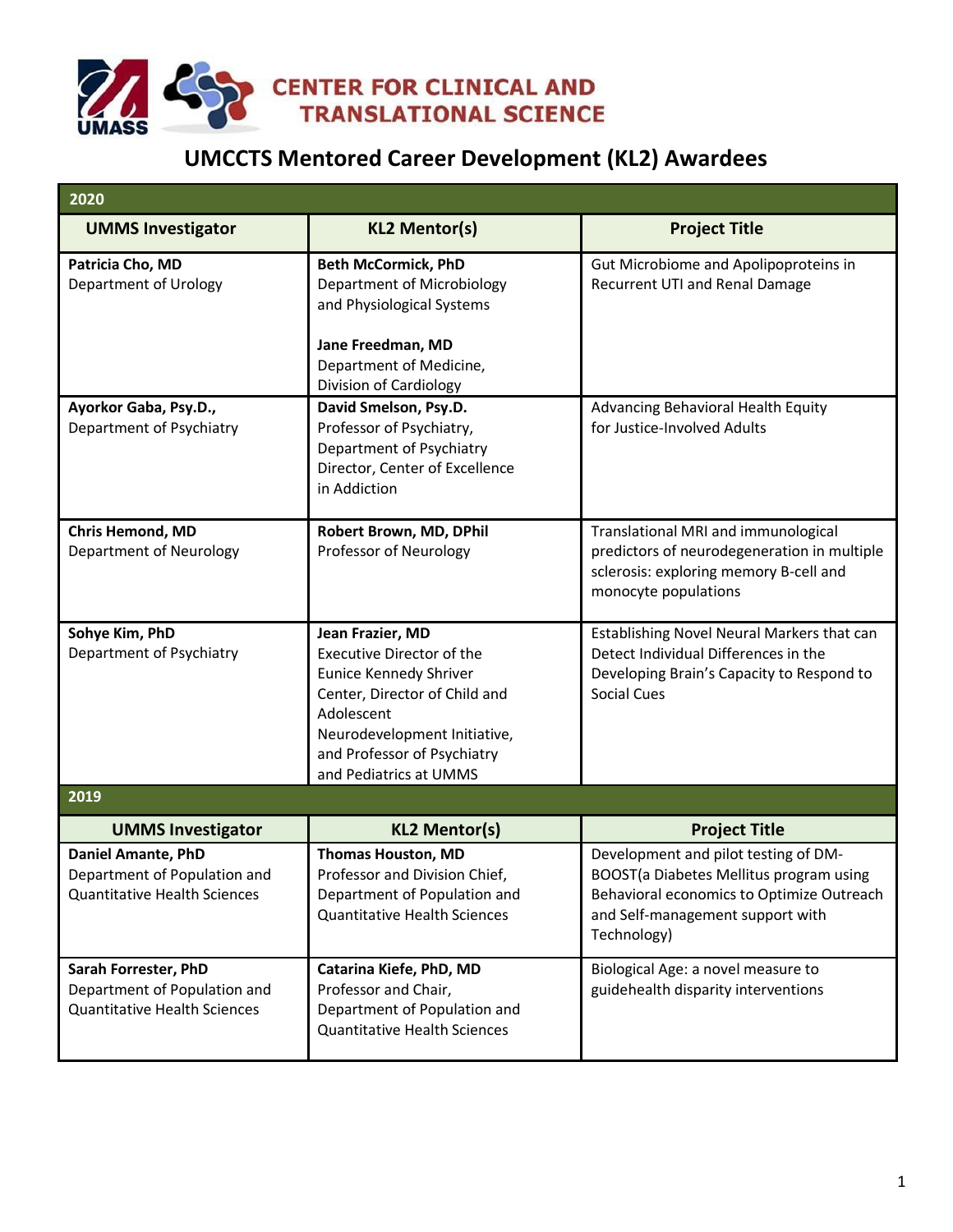# CENTER FOR CLINICAL AND TRANSLATIONAL SCIENCE

## UMCCTS Mentored Career Development (KL2) Awardees

| 2020 | | |
|---|---|---|
| **UMMS Investigator** | **KL2 Mentor(s)** | **Project Title** |
| **Patricia Cho, MD**<br>Department of Urology | **Beth McCormick, PhD**<br>Department of Microbiology and Physiological Systems<br><br>**Jane Freedman, MD**<br>Department of Medicine, Division of Cardiology | Gut Microbiome and Apolipoproteins in Recurrent UTI and Renal Damage |
| **Ayorkor Gaba, Psy.D.,**<br>Department of Psychiatry | **David Smelson, Psy.D.**<br>Professor of Psychiatry, Department of Psychiatry<br>Director, Center of Excellence in Addiction | Advancing Behavioral Health Equity for Justice-Involved Adults |
| **Chris Hemond, MD**<br>Department of Neurology | **Robert Brown, MD, DPhil**<br>Professor of Neurology | Translational MRI and immunological predictors of neurodegeneration in multiple sclerosis: exploring memory B-cell and monocyte populations |
| **Sohye Kim, PhD**<br>Department of Psychiatry | **Jean Frazier, MD**<br>Executive Director of the Eunice Kennedy Shriver Center, Director of Child and Adolescent Neurodevelopment Initiative, and Professor of Psychiatry and Pediatrics at UMMS | Establishing Novel Neural Markers that can Detect Individual Differences in the Developing Brain's Capacity to Respond to Social Cues |

| 2019 | | |
|---|---|---|
| **UMMS Investigator** | **KL2 Mentor(s)** | **Project Title** |
| **Daniel Amante, PhD**<br>Department of Population and Quantitative Health Sciences | **Thomas Houston, MD**<br>Professor and Division Chief, Department of Population and Quantitative Health Sciences | Development and pilot testing of DM-BOOST(a Diabetes Mellitus program using Behavioral economics to Optimize Outreach and Self-management support with Technology) |
| **Sarah Forrester, PhD**<br>Department of Population and Quantitative Health Sciences | **Catarina Kiefe, PhD, MD**<br>Professor and Chair, Department of Population and Quantitative Health Sciences | Biological Age: a novel measure to guidehealth disparity interventions |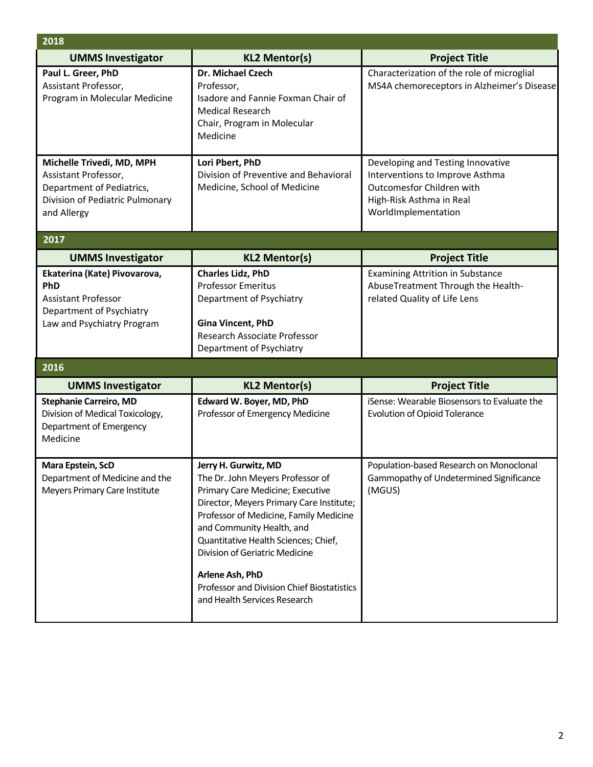## 2018

| UMMS Investigator | KL2 Mentor(s) | Project Title |
|---|---|---|
| **Paul L. Greer, PhD**<br>Assistant Professor,<br>Program in Molecular Medicine | **Dr. Michael Czech**<br>Professor,<br>Isadore and Fannie Foxman Chair of Medical Research<br>Chair, Program in Molecular Medicine | Characterization of the role of microglial MS4A chemoreceptors in Alzheimer's Disease |
| **Michelle Trivedi, MD, MPH**<br>Assistant Professor,<br>Department of Pediatrics,<br>Division of Pediatric Pulmonary and Allergy | **Lori Pbert, PhD**<br>Division of Preventive and Behavioral Medicine, School of Medicine | Developing and Testing Innovative Interventions to Improve Asthma Outcomesfor Children with High-Risk Asthma in Real WorldImplementation |

## 2017

| UMMS Investigator | KL2 Mentor(s) | Project Title |
|---|---|---|
| **Ekaterina (Kate) Pivovarova, PhD**<br>Assistant Professor<br>Department of Psychiatry<br>Law and Psychiatry Program | **Charles Lidz, PhD**<br>Professor Emeritus<br>Department of Psychiatry<br><br>**Gina Vincent, PhD**<br>Research Associate Professor<br>Department of Psychiatry | Examining Attrition in Substance AbuseTreatment Through the Health-related Quality of Life Lens |

## 2016

| UMMS Investigator | KL2 Mentor(s) | Project Title |
|---|---|---|
| **Stephanie Carreiro, MD**<br>Division of Medical Toxicology, Department of Emergency Medicine | **Edward W. Boyer, MD, PhD**<br>Professor of Emergency Medicine | iSense: Wearable Biosensors to Evaluate the Evolution of Opioid Tolerance |
| **Mara Epstein, ScD**<br>Department of Medicine and the Meyers Primary Care Institute | **Jerry H. Gurwitz, MD**<br>The Dr. John Meyers Professor of Primary Care Medicine; Executive Director, Meyers Primary Care Institute; Professor of Medicine, Family Medicine and Community Health, and Quantitative Health Sciences; Chief, Division of Geriatric Medicine<br><br>**Arlene Ash, PhD**<br>Professor and Division Chief Biostatistics and Health Services Research | Population-based Research on Monoclonal Gammopathy of Undetermined Significance (MGUS) |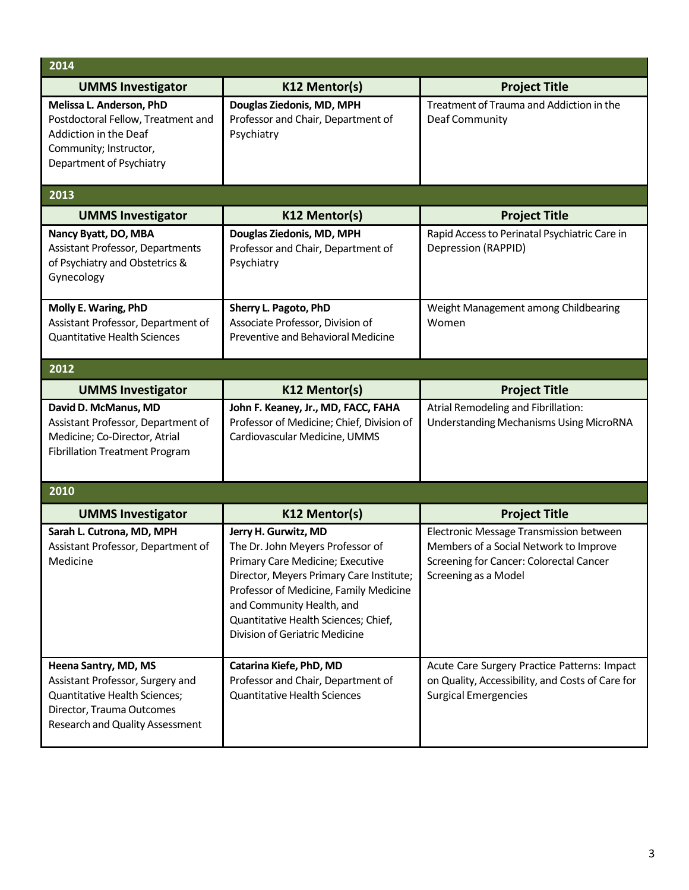## 2014

| UMMS Investigator | K12 Mentor(s) | Project Title |
|---|---|---|
| **Melissa L. Anderson, PhD** Postdoctoral Fellow, Treatment and Addiction in the Deaf Community; Instructor, Department of Psychiatry | **Douglas Ziedonis, MD, MPH** Professor and Chair, Department of Psychiatry | Treatment of Trauma and Addiction in the Deaf Community |

## 2013

| UMMS Investigator | K12 Mentor(s) | Project Title |
|---|---|---|
| **Nancy Byatt, DO, MBA** Assistant Professor, Departments of Psychiatry and Obstetrics & Gynecology | **Douglas Ziedonis, MD, MPH** Professor and Chair, Department of Psychiatry | Rapid Access to Perinatal Psychiatric Care in Depression (RAPPID) |
| **Molly E. Waring, PhD** Assistant Professor, Department of Quantitative Health Sciences | **Sherry L. Pagoto, PhD** Associate Professor, Division of Preventive and Behavioral Medicine | Weight Management among Childbearing Women |

## 2012

| UMMS Investigator | K12 Mentor(s) | Project Title |
|---|---|---|
| **David D. McManus, MD** Assistant Professor, Department of Medicine; Co-Director, Atrial Fibrillation Treatment Program | **John F. Keaney, Jr., MD, FACC, FAHA** Professor of Medicine; Chief, Division of Cardiovascular Medicine, UMMS | Atrial Remodeling and Fibrillation: Understanding Mechanisms Using MicroRNA |

## 2010

| UMMS Investigator | K12 Mentor(s) | Project Title |
|---|---|---|
| **Sarah L. Cutrona, MD, MPH** Assistant Professor, Department of Medicine | **Jerry H. Gurwitz, MD** The Dr. John Meyers Professor of Primary Care Medicine; Executive Director, Meyers Primary Care Institute; Professor of Medicine, Family Medicine and Community Health, and Quantitative Health Sciences; Chief, Division of Geriatric Medicine | Electronic Message Transmission between Members of a Social Network to Improve Screening for Cancer: Colorectal Cancer Screening as a Model |
| **Heena Santry, MD, MS** Assistant Professor, Surgery and Quantitative Health Sciences; Director, Trauma Outcomes Research and Quality Assessment | **Catarina Kiefe, PhD, MD** Professor and Chair, Department of Quantitative Health Sciences | Acute Care Surgery Practice Patterns: Impact on Quality, Accessibility, and Costs of Care for Surgical Emergencies |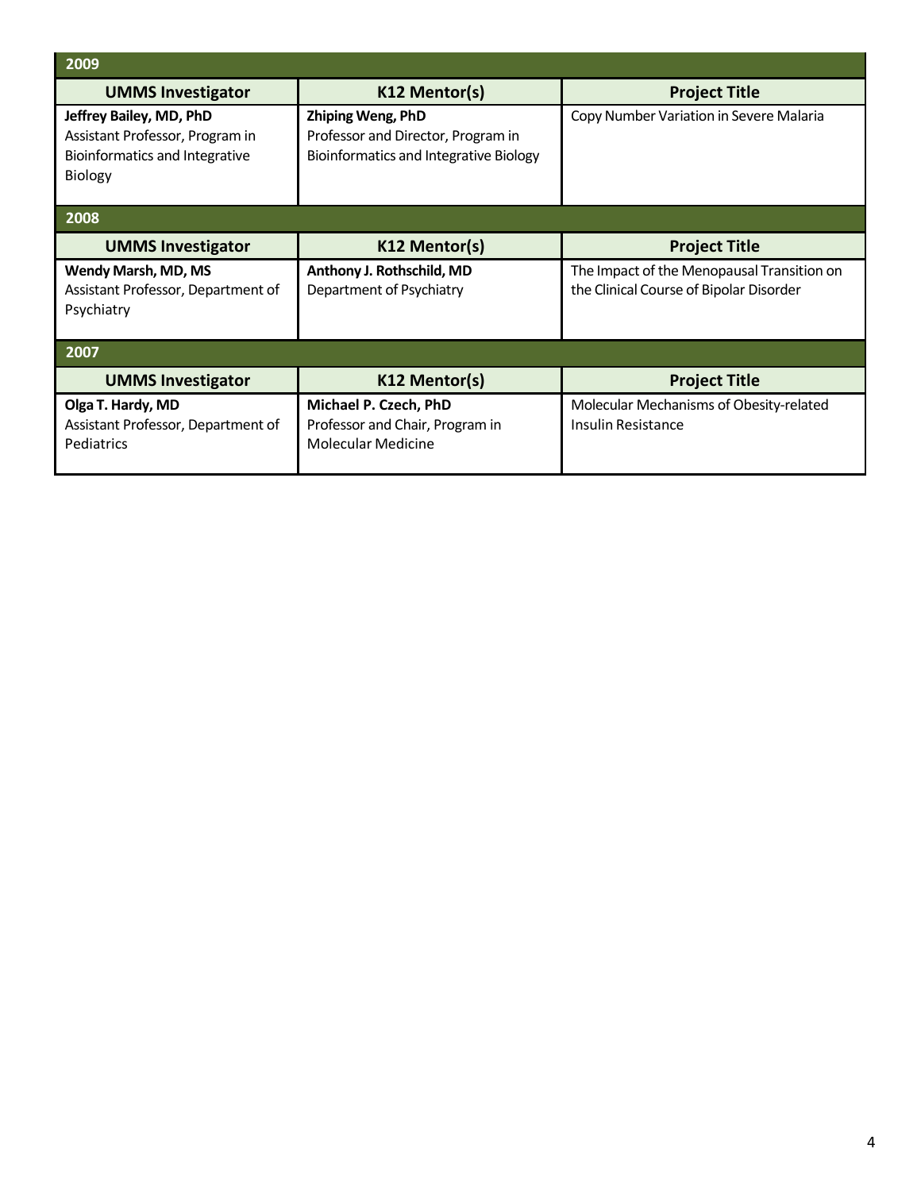| 2009 | | |
|---|---|---|
| **UMMS Investigator** | **K12 Mentor(s)** | **Project Title** |
| **Jeffrey Bailey, MD, PhD** Assistant Professor, Program in Bioinformatics and Integrative Biology | **Zhiping Weng, PhD** Professor and Director, Program in Bioinformatics and Integrative Biology | Copy Number Variation in Severe Malaria |

| 2008 | | |
|---|---|---|
| **UMMS Investigator** | **K12 Mentor(s)** | **Project Title** |
| **Wendy Marsh, MD, MS** Assistant Professor, Department of Psychiatry | **Anthony J. Rothschild, MD** Department of Psychiatry | The Impact of the Menopausal Transition on the Clinical Course of Bipolar Disorder |

| 2007 | | |
|---|---|---|
| **UMMS Investigator** | **K12 Mentor(s)** | **Project Title** |
| **Olga T. Hardy, MD** Assistant Professor, Department of Pediatrics | **Michael P. Czech, PhD** Professor and Chair, Program in Molecular Medicine | Molecular Mechanisms of Obesity-related Insulin Resistance |